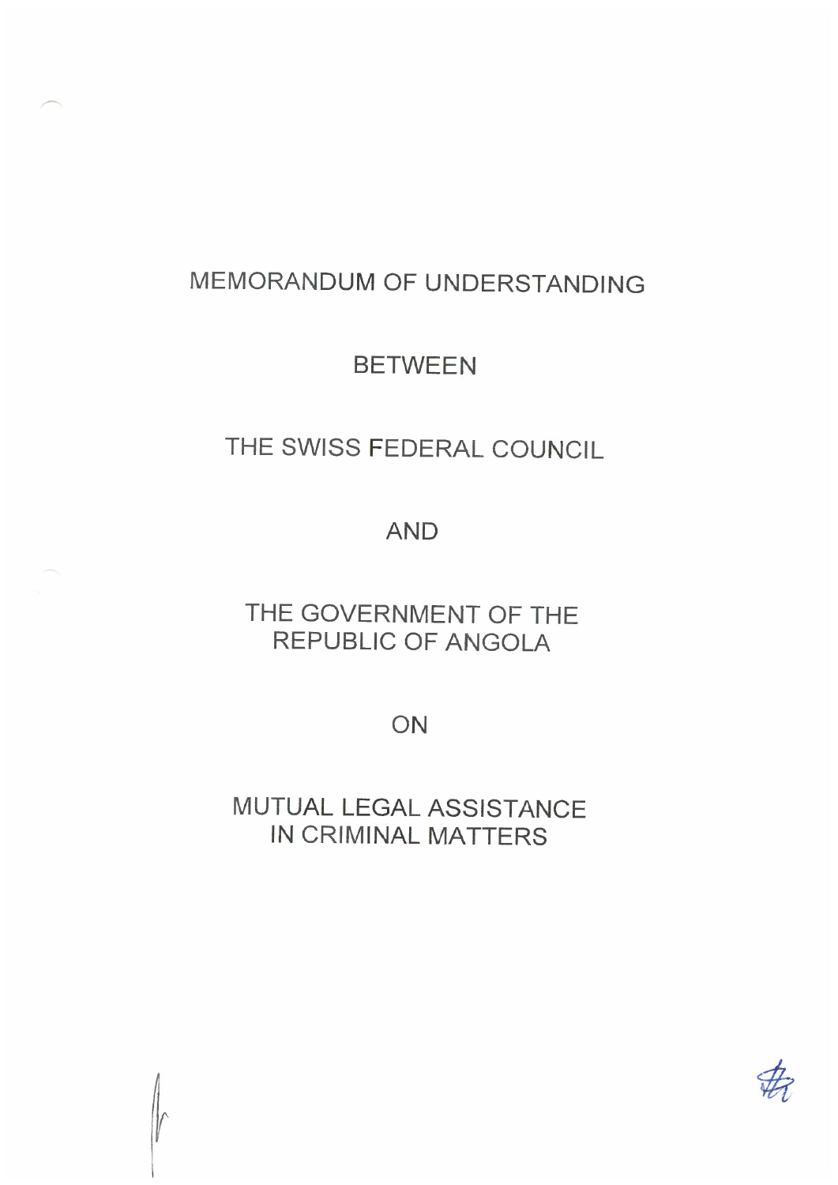# MEMORANDUM OF UNDERSTANDING

# BETWEEN

# THE SWISS FEDERAL COUNCIL

# AND

# THE GOVERNMENT OF THE REPUBLIC OF ANGOLA

# ON

# MUTUAL LEGAL ASSISTANCE IN CRIMINAL MATTERS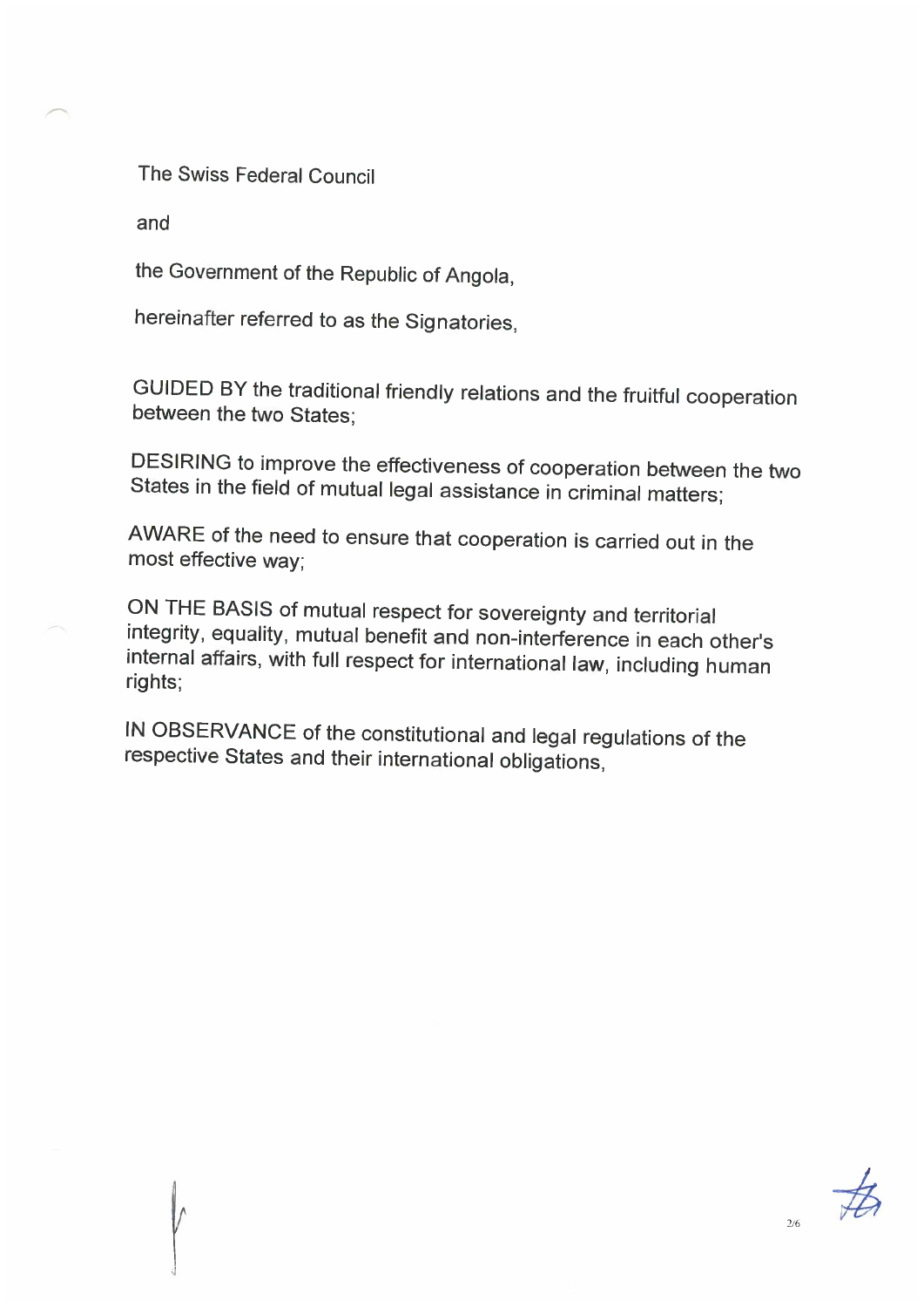The Swiss Federal Council

and

the Government of the Republic of Angola,

hereinafter referred to as the Signatories,

GUIDED BY the traditional friendly relations and the fruitful cooperation between the two States;

DESIRING to improve the effectiveness of cooperation between the two States in the field of mutual legal assistance in criminal matters;

AWARE of the need to ensure that cooperation is carried out in the most effective way;

ON THE BASIS of mutual respect for sovereignty and territorial integrity, equality, mutual benefit and non-interference in each other's internal affairs, with full respect for international law, including human rights;

IN OBSERVANCE of the constitutional and legal regulations of the respective States and their international obligations,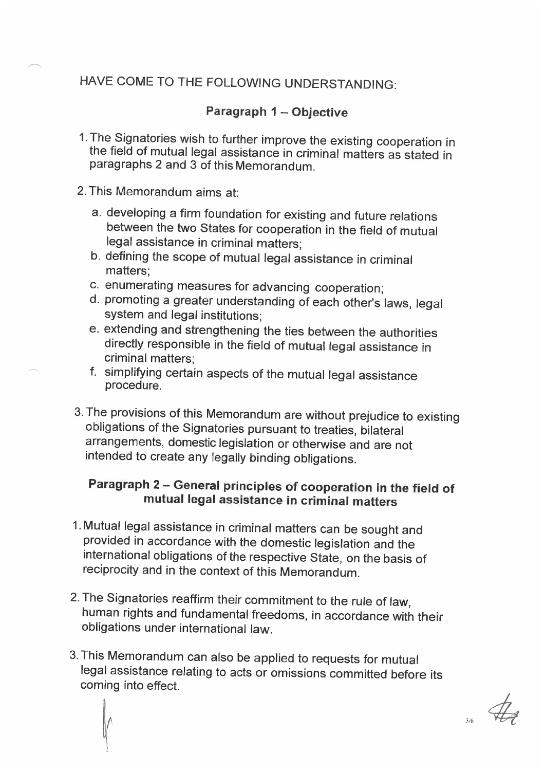HAVE COME TO THE FOLLOWING UNDERSTANDING:

## Paragraph 1 – Objective

1. The Signatories wish to further improve the existing cooperation in the field of mutual legal assistance in criminal matters as stated in paragraphs 2 and 3 of this Memorandum.

2. This Memorandum aims at:

   a. developing a firm foundation for existing and future relations between the two States for cooperation in the field of mutual legal assistance in criminal matters;
   b. defining the scope of mutual legal assistance in criminal matters;
   c. enumerating measures for advancing cooperation;
   d. promoting a greater understanding of each other's laws, legal system and legal institutions;
   e. extending and strengthening the ties between the authorities directly responsible in the field of mutual legal assistance in criminal matters;
   f. simplifying certain aspects of the mutual legal assistance procedure.

3. The provisions of this Memorandum are without prejudice to existing obligations of the Signatories pursuant to treaties, bilateral arrangements, domestic legislation or otherwise and are not intended to create any legally binding obligations.

## Paragraph 2 – General principles of cooperation in the field of mutual legal assistance in criminal matters

1. Mutual legal assistance in criminal matters can be sought and provided in accordance with the domestic legislation and the international obligations of the respective State, on the basis of reciprocity and in the context of this Memorandum.

2. The Signatories reaffirm their commitment to the rule of law, human rights and fundamental freedoms, in accordance with their obligations under international law.

3. This Memorandum can also be applied to requests for mutual legal assistance relating to acts or omissions committed before its coming into effect.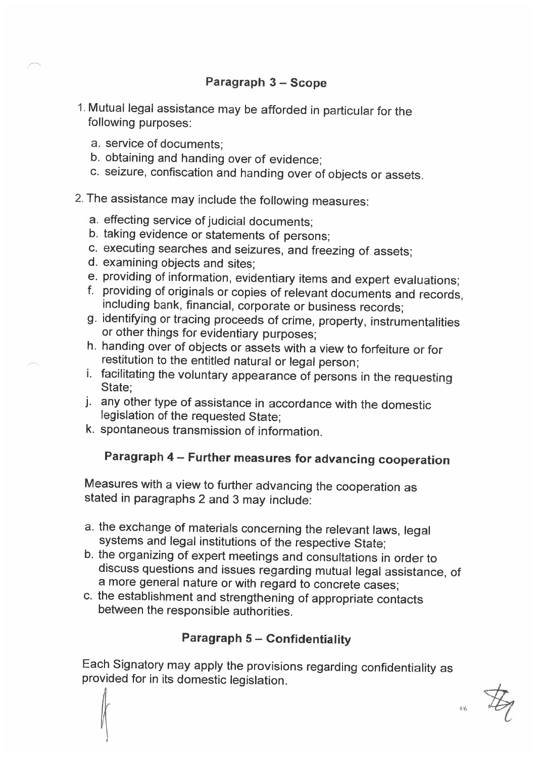## Paragraph 3 – Scope

1. Mutual legal assistance may be afforded in particular for the following purposes:

   a. service of documents;
   b. obtaining and handing over of evidence;
   c. seizure, confiscation and handing over of objects or assets.

2. The assistance may include the following measures:

   a. effecting service of judicial documents;
   b. taking evidence or statements of persons;
   c. executing searches and seizures, and freezing of assets;
   d. examining objects and sites;
   e. providing of information, evidentiary items and expert evaluations;
   f. providing of originals or copies of relevant documents and records, including bank, financial, corporate or business records;
   g. identifying or tracing proceeds of crime, property, instrumentalities or other things for evidentiary purposes;
   h. handing over of objects or assets with a view to forfeiture or for restitution to the entitled natural or legal person;
   i. facilitating the voluntary appearance of persons in the requesting State;
   j. any other type of assistance in accordance with the domestic legislation of the requested State;
   k. spontaneous transmission of information.

## Paragraph 4 – Further measures for advancing cooperation

Measures with a view to further advancing the cooperation as stated in paragraphs 2 and 3 may include:

a. the exchange of materials concerning the relevant laws, legal systems and legal institutions of the respective State;
b. the organizing of expert meetings and consultations in order to discuss questions and issues regarding mutual legal assistance, of a more general nature or with regard to concrete cases;
c. the establishment and strengthening of appropriate contacts between the responsible authorities.

## Paragraph 5 – Confidentiality

Each Signatory may apply the provisions regarding confidentiality as provided for in its domestic legislation.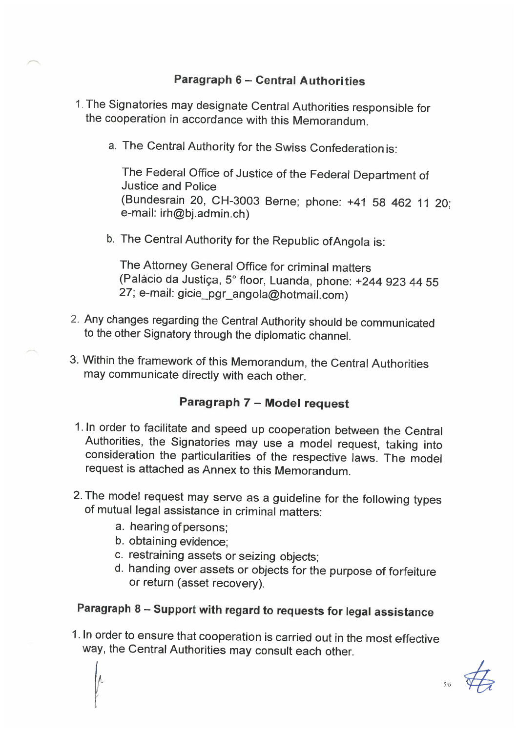## Paragraph 6 – Central Authorities

1. The Signatories may designate Central Authorities responsible for the cooperation in accordance with this Memorandum.

   a. The Central Authority for the Swiss Confederation is:

      The Federal Office of Justice of the Federal Department of Justice and Police
      (Bundesrain 20, CH-3003 Berne; phone: +41 58 462 11 20; e-mail: irh@bj.admin.ch)

   b. The Central Authority for the Republic ofAngola is:

      The Attorney General Office for criminal matters
      (Palácio da Justiça, 5° floor, Luanda, phone: +244 923 44 55 27; e-mail: gicie_pgr_angola@hotmail.com)

2. Any changes regarding the Central Authority should be communicated to the other Signatory through the diplomatic channel.

3. Within the framework of this Memorandum, the Central Authorities may communicate directly with each other.

## Paragraph 7 – Model request

1. In order to facilitate and speed up cooperation between the Central Authorities, the Signatories may use a model request, taking into consideration the particularities of the respective laws. The model request is attached as Annex to this Memorandum.

2. The model request may serve as a guideline for the following types of mutual legal assistance in criminal matters:
   a. hearing of persons;
   b. obtaining evidence;
   c. restraining assets or seizing objects;
   d. handing over assets or objects for the purpose of forfeiture or return (asset recovery).

## Paragraph 8 – Support with regard to requests for legal assistance

1. In order to ensure that cooperation is carried out in the most effective way, the Central Authorities may consult each other.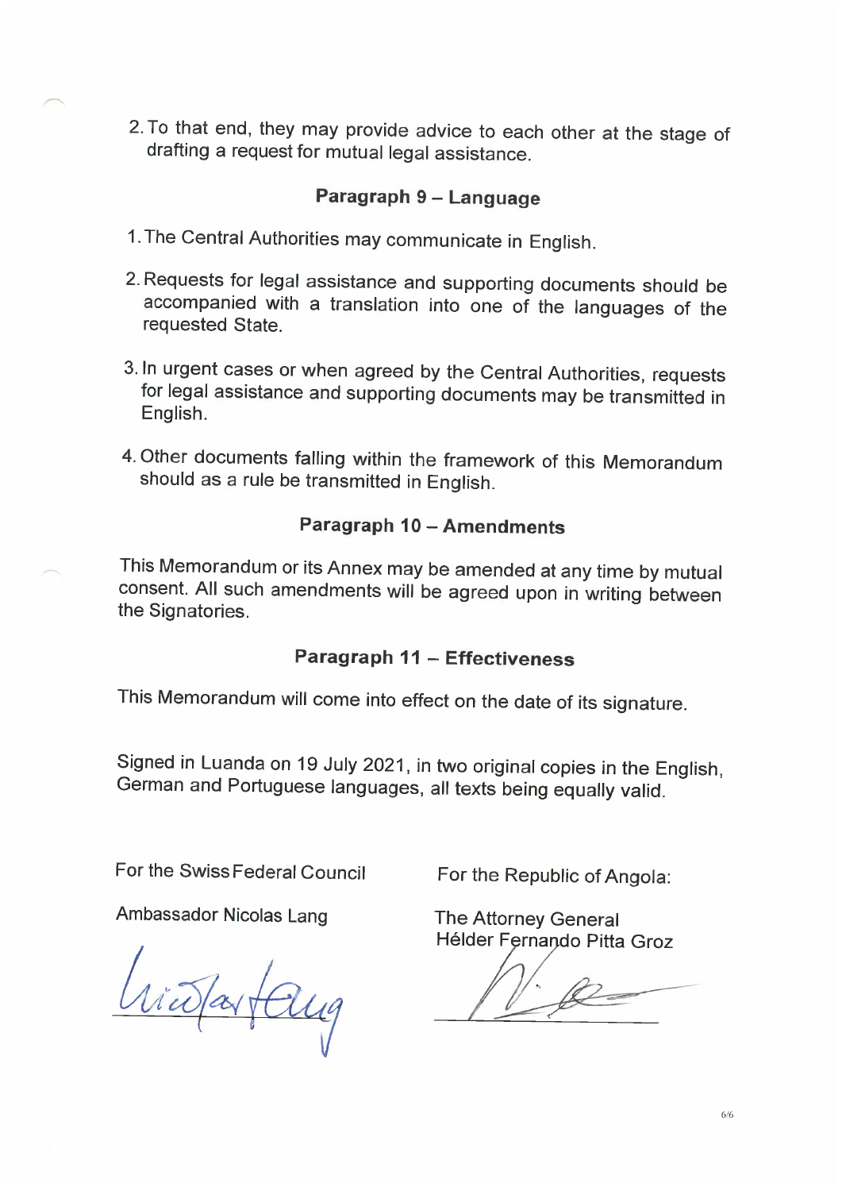2. To that end, they may provide advice to each other at the stage of drafting a request for mutual legal assistance.

### Paragraph 9 – Language

1. The Central Authorities may communicate in English.
2. Requests for legal assistance and supporting documents should be accompanied with a translation into one of the languages of the requested State.
3. In urgent cases or when agreed by the Central Authorities, requests for legal assistance and supporting documents may be transmitted in English.
4. Other documents falling within the framework of this Memorandum should as a rule be transmitted in English.

### Paragraph 10 – Amendments

This Memorandum or its Annex may be amended at any time by mutual consent. All such amendments will be agreed upon in writing between the Signatories.

### Paragraph 11 – Effectiveness

This Memorandum will come into effect on the date of its signature.

Signed in Luanda on 19 July 2021, in two original copies in the English, German and Portuguese languages, all texts being equally valid.

| For the Swiss Federal Council | For the Republic of Angola: |
| --- | --- |
| Ambassador Nicolas Lang | The Attorney General<br>Hélder Fernando Pitta Groz |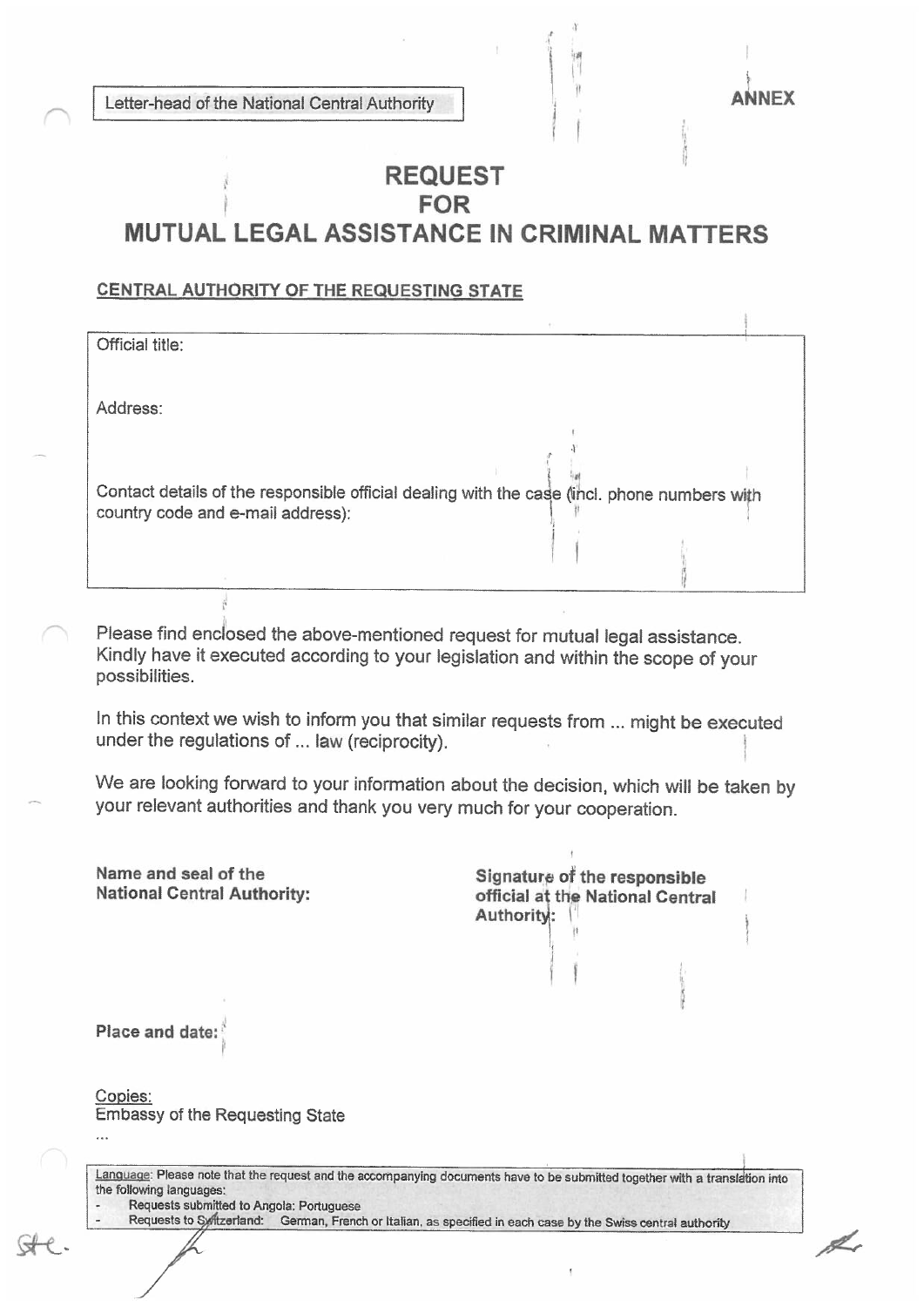Letter-head of the National Central Authority

ANNEX

# REQUEST
# FOR
# MUTUAL LEGAL ASSISTANCE IN CRIMINAL MATTERS

## CENTRAL AUTHORITY OF THE REQUESTING STATE

| Official title: |
|---|
| Address: |
| Contact details of the responsible official dealing with the case (incl. phone numbers with country code and e-mail address): |

Please find enclosed the above-mentioned request for mutual legal assistance. Kindly have it executed according to your legislation and within the scope of your possibilities.

In this context we wish to inform you that similar requests from ... might be executed under the regulations of ... law (reciprocity).

We are looking forward to your information about the decision, which will be taken by your relevant authorities and thank you very much for your cooperation.

**Name and seal of the National Central Authority:**

**Signature of the responsible official at the National Central Authority:**

**Place and date:**

Copies:
Embassy of the Requesting State
...

Language: Please note that the request and the accompanying documents have to be submitted together with a translation into the following languages:

- Requests submitted to Angola: Portuguese
- Requests to Switzerland: German, French or Italian, as specified in each case by the Swiss central authority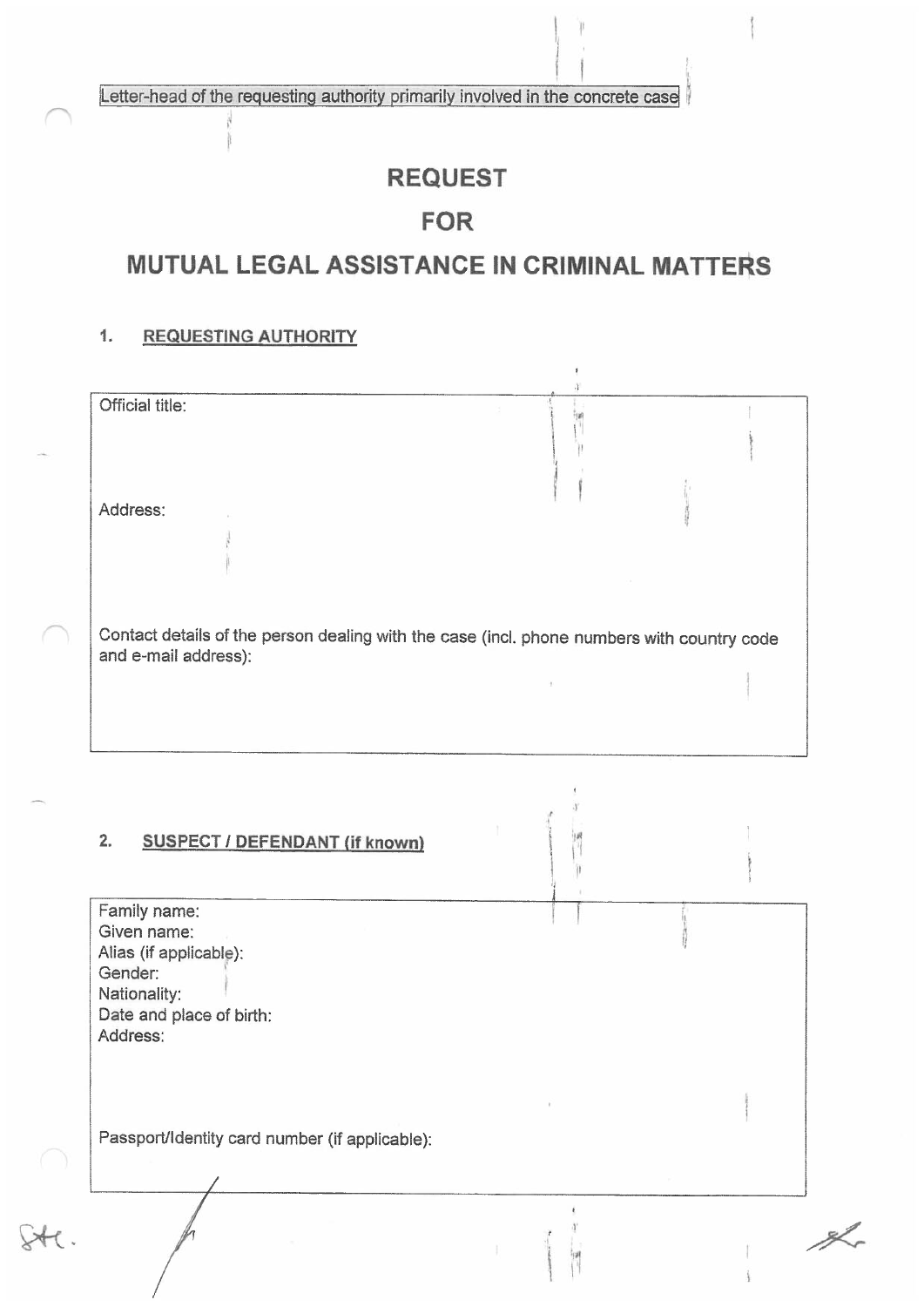Letter-head of the requesting authority primarily involved in the concrete case

# REQUEST

# FOR

# MUTUAL LEGAL ASSISTANCE IN CRIMINAL MATTERS

## 1. REQUESTING AUTHORITY

Official title:

Address:

Contact details of the person dealing with the case (incl. phone numbers with country code and e-mail address):

## 2. SUSPECT / DEFENDANT (if known)

Family name:
Given name:
Alias (if applicable):
Gender:
Nationality:
Date and place of birth:
Address:

Passport/Identity card number (if applicable):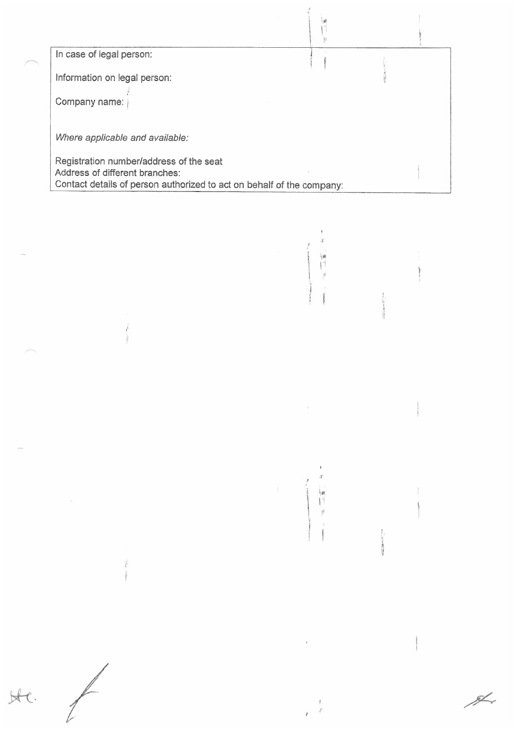In case of legal person:

Information on legal person:

Company name:

*Where applicable and available:*

Registration number/address of the seat
Address of different branches:
Contact details of person authorized to act on behalf of the company: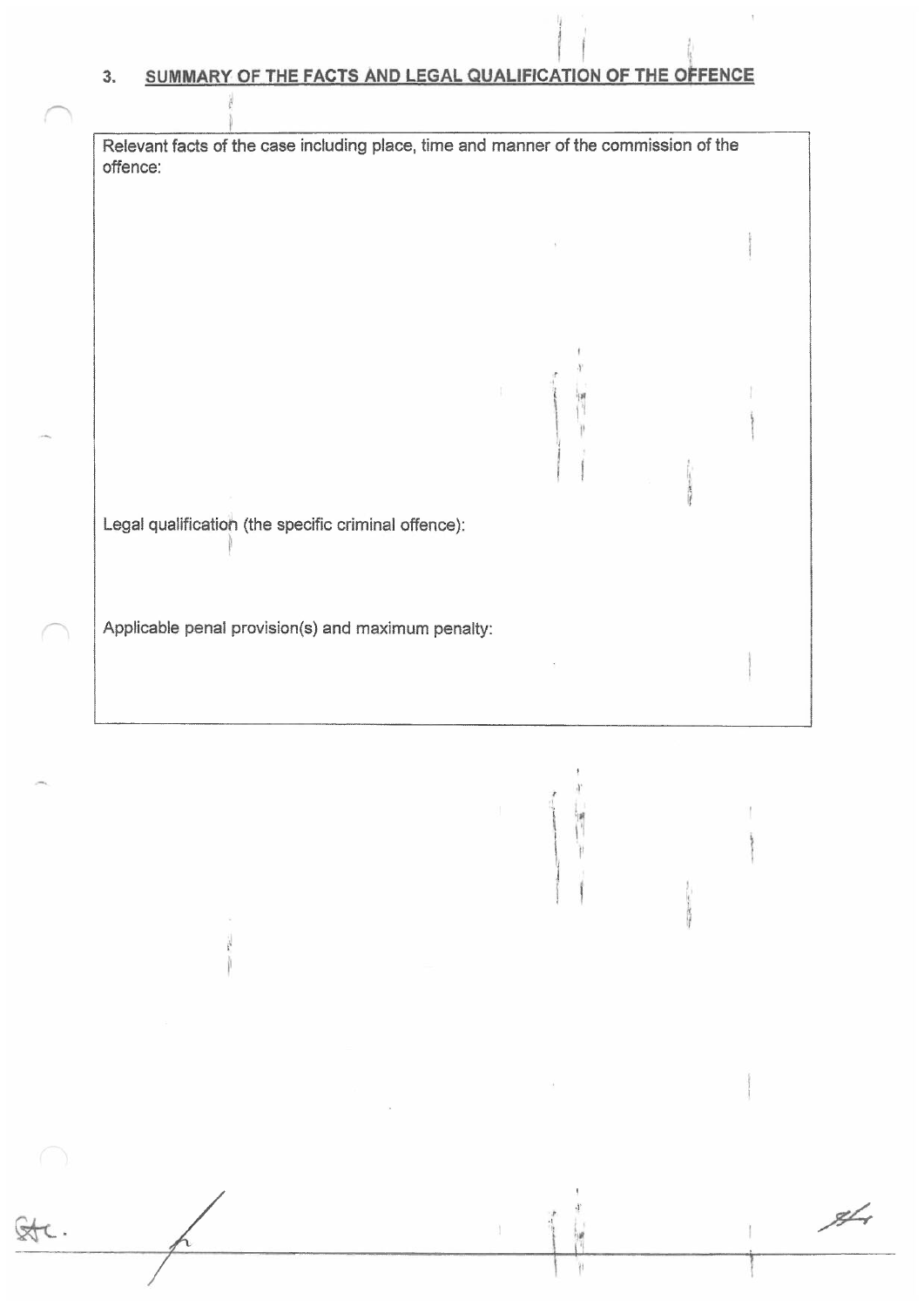## 3. SUMMARY OF THE FACTS AND LEGAL QUALIFICATION OF THE OFFENCE

Relevant facts of the case including place, time and manner of the commission of the offence:

Legal qualification (the specific criminal offence):

Applicable penal provision(s) and maximum penalty: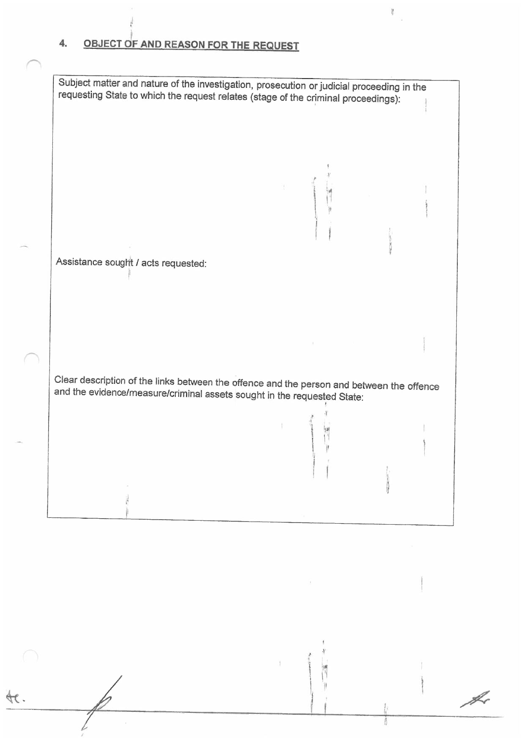## 4. OBJECT OF AND REASON FOR THE REQUEST

Subject matter and nature of the investigation, prosecution or judicial proceeding in the requesting State to which the request relates (stage of the criminal proceedings):

Assistance sought / acts requested:

Clear description of the links between the offence and the person and between the offence and the evidence/measure/criminal assets sought in the requested State: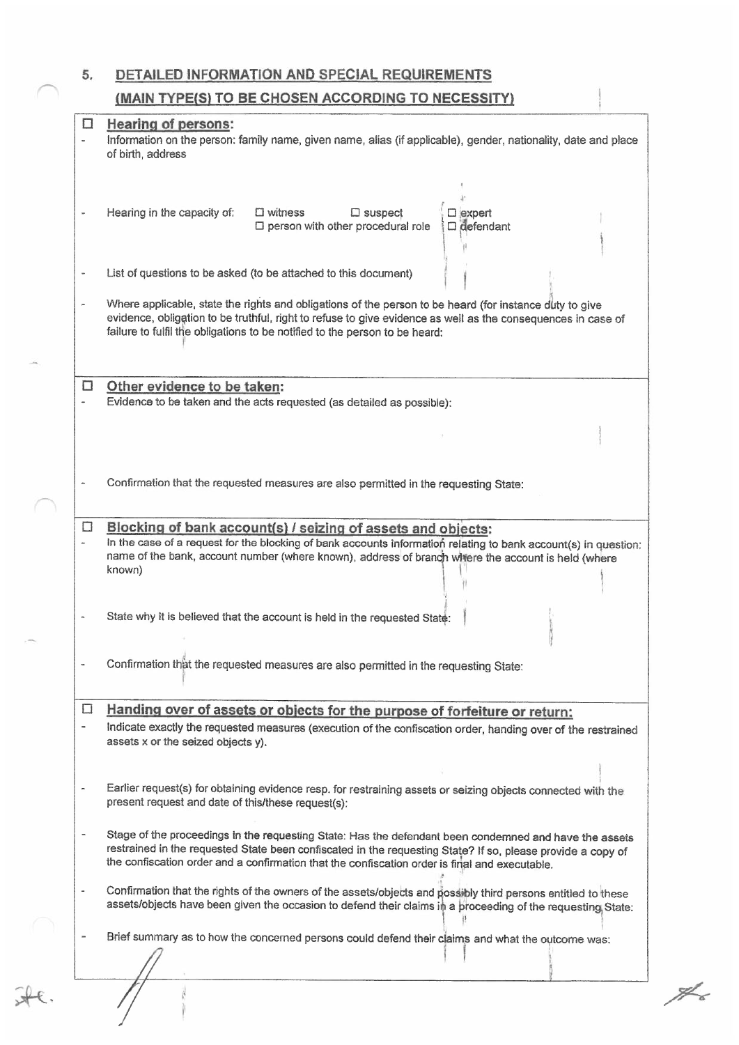## 5. DETAILED INFORMATION AND SPECIAL REQUIREMENTS

### (MAIN TYPE(S) TO BE CHOSEN ACCORDING TO NECESSITY)

☐ **Hearing of persons:**

- Information on the person: family name, given name, alias (if applicable), gender, nationality, date and place of birth, address

- Hearing in the capacity of: ☐ witness ☐ suspect ☐ expert ☐ person with other procedural role ☐ defendant

- List of questions to be asked (to be attached to this document)

- Where applicable, state the rights and obligations of the person to be heard (for instance duty to give evidence, obligation to be truthful, right to refuse to give evidence as well as the consequences in case of failure to fulfil the obligations to be notified to the person to be heard:

☐ **Other evidence to be taken:**

- Evidence to be taken and the acts requested (as detailed as possible):

- Confirmation that the requested measures are also permitted in the requesting State:

☐ **Blocking of bank account(s) / seizing of assets and objects:**

- In the case of a request for the blocking of bank accounts information relating to bank account(s) in question: name of the bank, account number (where known), address of branch where the account is held (where known)

- State why it is believed that the account is held in the requested State:

- Confirmation that the requested measures are also permitted in the requesting State:

☐ **Handing over of assets or objects for the purpose of forfeiture or return:**

- Indicate exactly the requested measures (execution of the confiscation order, handing over of the restrained assets x or the seized objects y).

- Earlier request(s) for obtaining evidence resp. for restraining assets or seizing objects connected with the present request and date of this/these request(s):

- Stage of the proceedings in the requesting State: Has the defendant been condemned and have the assets restrained in the requested State been confiscated in the requesting State? If so, please provide a copy of the confiscation order and a confirmation that the confiscation order is final and executable.

- Confirmation that the rights of the owners of the assets/objects and possibly third persons entitled to these assets/objects have been given the occasion to defend their claims in a proceeding of the requesting State:

- Brief summary as to how the concerned persons could defend their claims and what the outcome was: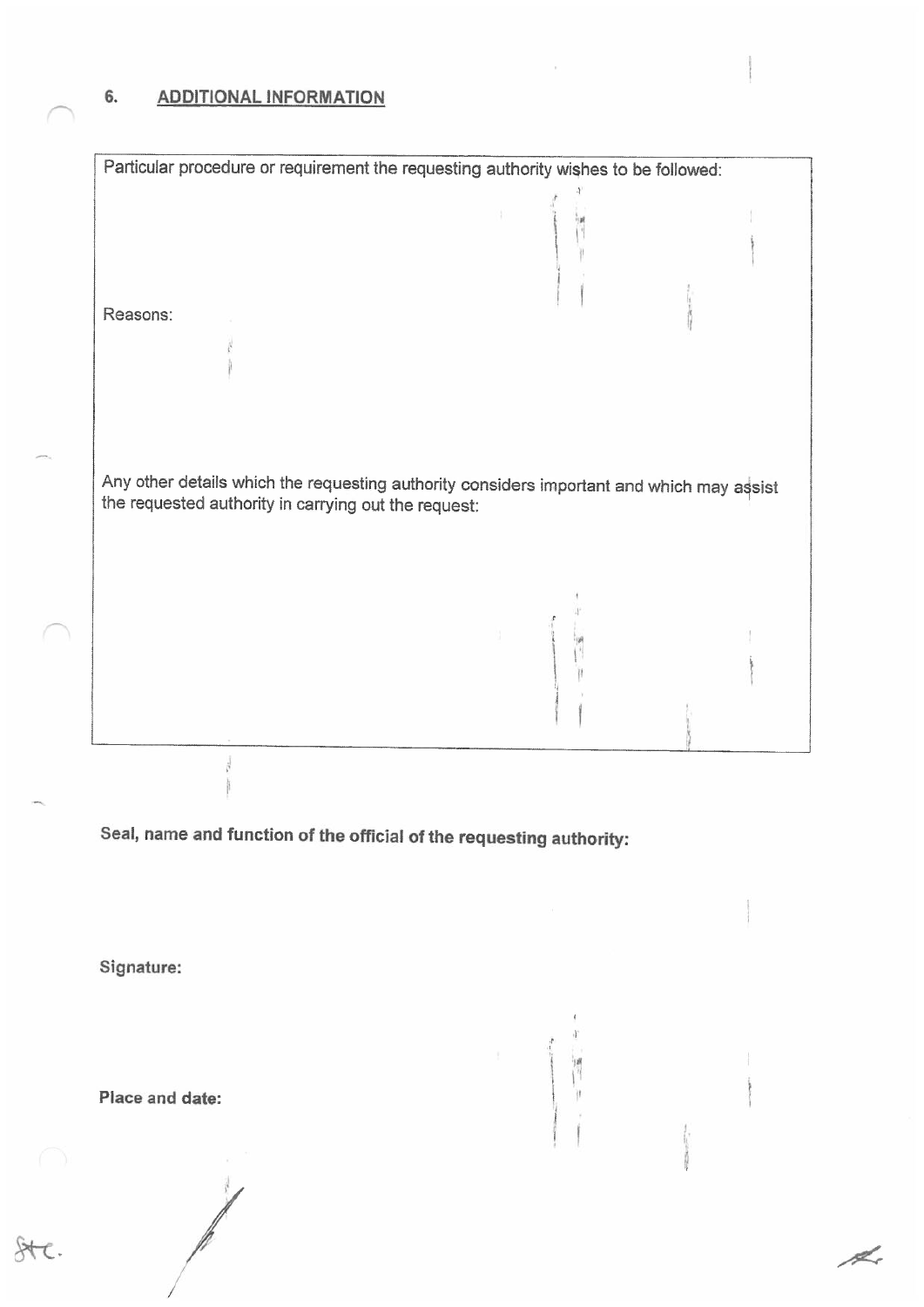## 6. ADDITIONAL INFORMATION

Particular procedure or requirement the requesting authority wishes to be followed:

Reasons:

Any other details which the requesting authority considers important and which may assist the requested authority in carrying out the request:

**Seal, name and function of the official of the requesting authority:**

**Signature:**

**Place and date:**